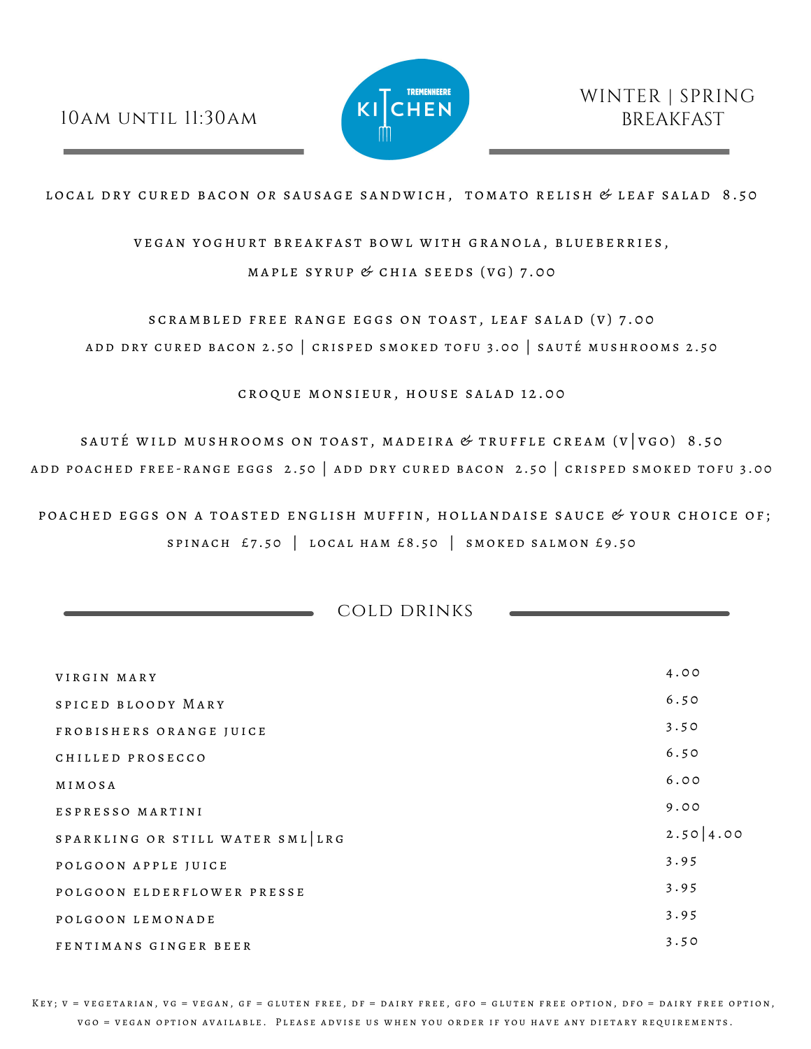10am until 11:30am

**TREMENNEERE KITCHEN**

# WINTER | SPRING BREAKFAST

LOCAL DRY CURED BACON *OR* SAUSAGE SANDWICH, TOMATO RELISH & LEAF SALAD 8.50

VEGAN YOGHURT BREAKFAST BOWL WITH GRANOLA, BLUEBERRIES, MAPLE SYRUP & CHIA SEEDS (VG) 7.00

SCRAMBLED FREE RANGE EGGS ON TOAST, LEAF SALAD (V) 7.00
ADD DRY CURED BACON 2.50 | CRISPED SMOKED TOFU 3.00 | SAUTÉ MUSHROOMS 2.50

CROQUE MONSIEUR, HOUSE SALAD 12.00

SAUTÉ WILD MUSHROOMS ON TOAST, MADEIRA & TRUFFLE CREAM (V|VGO) 8.50
ADD POACHED FREE-RANGE EGGS 2.50 | ADD DRY CURED BACON 2.50 | CRISPED SMOKED TOFU 3.00

POACHED EGGS ON A TOASTED ENGLISH MUFFIN, HOLLANDAISE SAUCE & YOUR CHOICE OF;
SPINACH £7.50 | LOCAL HAM £8.50 | SMOKED SALMON £9.50

## COLD DRINKS

| | |
|---|---|
| VIRGIN MARY | 4.00 |
| SPICED BLOODY MARY | 6.50 |
| FROBISHERS ORANGE JUICE | 3.50 |
| CHILLED PROSECCO | 6.50 |
| MIMOSA | 6.00 |
| ESPRESSO MARTINI | 9.00 |
| SPARKLING OR STILL WATER SML\|LRG | 2.50\|4.00 |
| POLGOON APPLE JUICE | 3.95 |
| POLGOON ELDERFLOWER PRESSE | 3.95 |
| POLGOON LEMONADE | 3.95 |
| FENTIMANS GINGER BEER | 3.50 |

Key; V = vegetarian, VG = vegan, GF = gluten free, DF = dairy free, GFO = gluten free option, DFO = dairy free option, VGO = vegan option available. Please advise us when you order if you have any dietary requirements.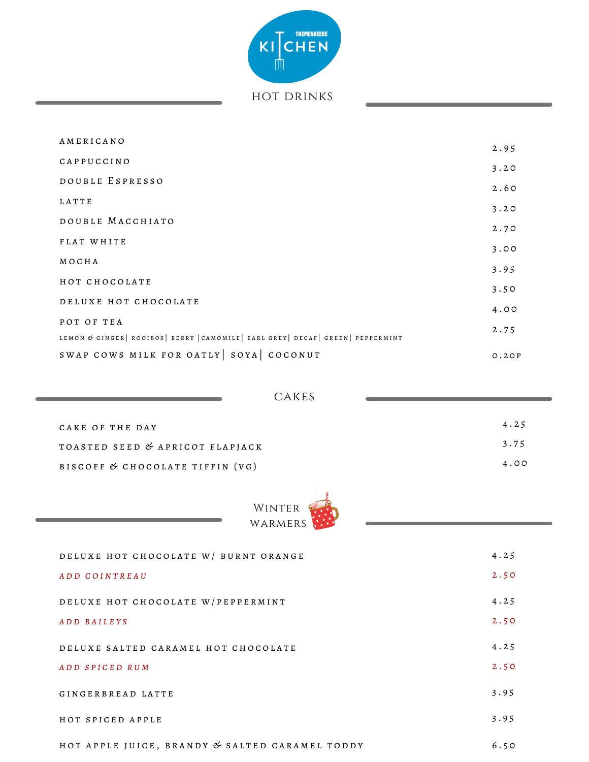# TREMENHEERE KITCHEN

## HOT DRINKS

| | |
|---|---|
| AMERICANO | 2.95 |
| CAPPUCCINO | 3.20 |
| DOUBLE ESPRESSO | 2.60 |
| LATTE | 3.20 |
| DOUBLE MACCHIATO | 2.70 |
| FLAT WHITE | 3.00 |
| MOCHA | 3.95 |
| HOT CHOCOLATE | 3.50 |
| DELUXE HOT CHOCOLATE | 4.00 |
| POT OF TEA<br>LEMON & GINGER\| ROOIBOS\| BERRY \|CAMOMILE\| EARL GREY\| DECAF\| GREEN\| PEPPERMINT | 2.75 |
| SWAP COWS MILK FOR OATLY\| SOYA\| COCONUT | 0.20P |

## CAKES

| | |
|---|---|
| CAKE OF THE DAY | 4.25 |
| TOASTED SEED & APRICOT FLAPJACK | 3.75 |
| BISCOFF & CHOCOLATE TIFFIN (VG) | 4.00 |

## WINTER WARMERS

| | |
|---|---|
| DELUXE HOT CHOCOLATE W/ BURNT ORANGE | 4.25 |
| *ADD COINTREAU* | *2.50* |
| DELUXE HOT CHOCOLATE W/PEPPERMINT | 4.25 |
| *ADD BAILEYS* | *2.50* |
| DELUXE SALTED CARAMEL HOT CHOCOLATE | 4.25 |
| *ADD SPICED RUM* | *2.50* |
| GINGERBREAD LATTE | 3.95 |
| HOT SPICED APPLE | 3.95 |
| HOT APPLE JUICE, BRANDY & SALTED CARAMEL TODDY | 6.50 |